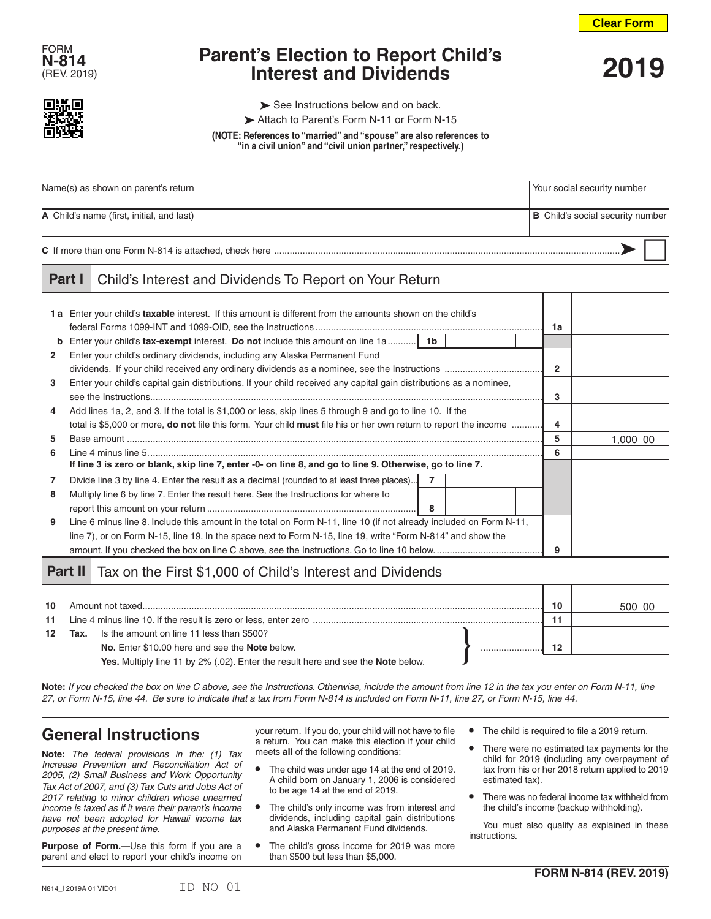FORM **N-814** (REV. 2019)

# Parent's Election to Report Child's Interest and Dividends

**2019**

➤ See Instructions below and on back.

➤ Attach to Parent's Form N-11 or Form N-15

**(NOTE: References to "married" and "spouse" are also references to "in a civil union" and "civil union partner," respectively.)**

| Name(s) as shown on parent's return | Your social security number |
|---|---|
| **A** Child's name (first, initial, and last) | **B** Child's social security number |

**C** If more than one Form N-814 is attached, check here ➤ ☐

## Part I Child's Interest and Dividends To Report on Your Return

| Line | Description | | | Line | Amount |
|---|---|---|---|---|---|
| 1 a | Enter your child's **taxable** interest. If this amount is different from the amounts shown on the child's federal Forms 1099-INT and 1099-OID, see the Instructions | | | 1a | |
| b | Enter your child's **tax-exempt** interest. **Do not** include this amount on line 1a | 1b | | | |
| 2 | Enter your child's ordinary dividends, including any Alaska Permanent Fund dividends. If your child received any ordinary dividends as a nominee, see the Instructions | | | 2 | |
| 3 | Enter your child's capital gain distributions. If your child received any capital gain distributions as a nominee, see the Instructions | | | 3 | |
| 4 | Add lines 1a, 2, and 3. If the total is $1,000 or less, skip lines 5 through 9 and go to line 10. If the total is $5,000 or more, **do not** file this form. Your child **must** file his or her own return to report the income | | | 4 | |
| 5 | Base amount | | | 5 | 1,000 00 |
| 6 | Line 4 minus line 5 | | | 6 | |
| | **If line 3 is zero or blank, skip line 7, enter -0- on line 8, and go to line 9. Otherwise, go to line 7.** | | | | |
| 7 | Divide line 3 by line 4. Enter the result as a decimal (rounded to at least three places) | 7 | | | |
| 8 | Multiply line 6 by line 7. Enter the result here. See the Instructions for where to report this amount on your return | 8 | | | |
| 9 | Line 6 minus line 8. Include this amount in the total on Form N-11, line 10 (if not already included on Form N-11, line 7), or on Form N-15, line 19. In the space next to Form N-15, line 19, write "Form N-814" and show the amount. If you checked the box on line C above, see the Instructions. Go to line 10 below. | | | 9 | |

## Part II Tax on the First $1,000 of Child's Interest and Dividends

| Line | Description | Line | Amount |
|---|---|---|---|
| 10 | Amount not taxed | 10 | 500 00 |
| 11 | Line 4 minus line 10. If the result is zero or less, enter zero | 11 | |
| 12 | **Tax.** Is the amount on line 11 less than $500? **No.** Enter $10.00 here and see the **Note** below. **Yes.** Multiply line 11 by 2% (.02). Enter the result here and see the **Note** below. | 12 | |

**Note:** *If you checked the box on line C above, see the Instructions. Otherwise, include the amount from line 12 in the tax you enter on Form N-11, line 27, or Form N-15, line 44. Be sure to indicate that a tax from Form N-814 is included on Form N-11, line 27, or Form N-15, line 44.*

## General Instructions

**Note:** *The federal provisions in the: (1) Tax Increase Prevention and Reconciliation Act of 2005, (2) Small Business and Work Opportunity Tax Act of 2007, and (3) Tax Cuts and Jobs Act of 2017 relating to minor children whose unearned income is taxed as if it were their parent's income have not been adopted for Hawaii income tax purposes at the present time.*

**Purpose of Form.**—Use this form if you are a parent and elect to report your child's income on your return. If you do, your child will not have to file a return. You can make this election if your child meets **all** of the following conditions:

- The child was under age 14 at the end of 2019. A child born on January 1, 2006 is considered to be age 14 at the end of 2019.
- The child's only income was from interest and dividends, including capital gain distributions and Alaska Permanent Fund dividends.
- The child's gross income for 2019 was more than $500 but less than $5,000.
- The child is required to file a 2019 return.
- There were no estimated tax payments for the child for 2019 (including any overpayment of tax from his or her 2018 return applied to 2019 estimated tax).
- There was no federal income tax withheld from the child's income (backup withholding).

You must also qualify as explained in these instructions.

N814_I 2019A 01 VID01 ID NO 01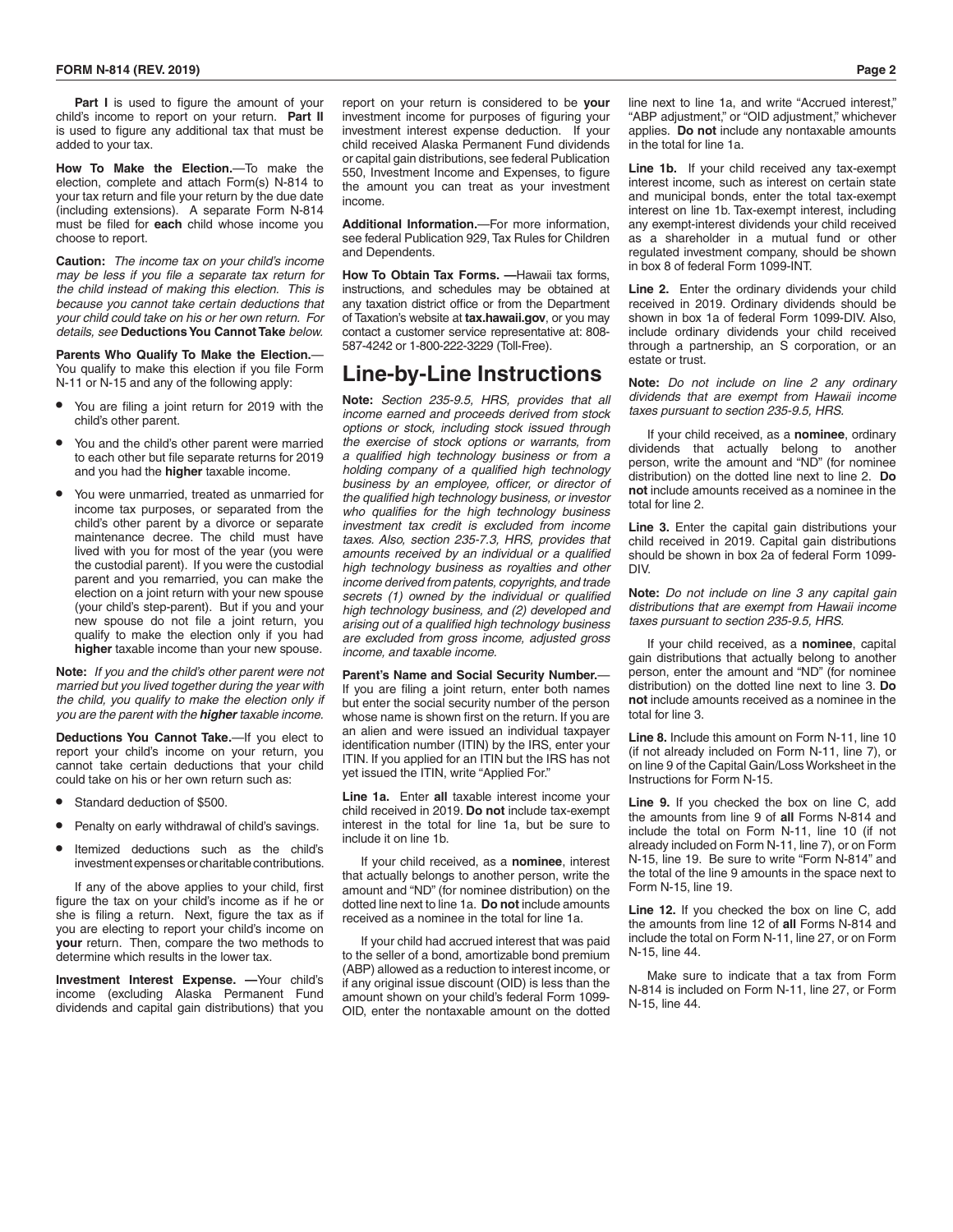**Part I** is used to figure the amount of your child's income to report on your return. **Part II** is used to figure any additional tax that must be added to your tax.

**How To Make the Election.**—To make the election, complete and attach Form(s) N-814 to your tax return and file your return by the due date (including extensions). A separate Form N-814 must be filed for **each** child whose income you choose to report.

**Caution:** *The income tax on your child's income may be less if you file a separate tax return for the child instead of making this election. This is because you cannot take certain deductions that your child could take on his or her own return. For details, see* **Deductions You Cannot Take** *below.*

**Parents Who Qualify To Make the Election.**—You qualify to make this election if you file Form N-11 or N-15 and any of the following apply:

- You are filing a joint return for 2019 with the child's other parent.
- You and the child's other parent were married to each other but file separate returns for 2019 and you had the **higher** taxable income.
- You were unmarried, treated as unmarried for income tax purposes, or separated from the child's other parent by a divorce or separate maintenance decree. The child must have lived with you for most of the year (you were the custodial parent). If you were the custodial parent and you remarried, you can make the election on a joint return with your new spouse (your child's step-parent). But if you and your new spouse do not file a joint return, you qualify to make the election only if you had **higher** taxable income than your new spouse.

**Note:** *If you and the child's other parent were not married but you lived together during the year with the child, you qualify to make the election only if you are the parent with the* ***higher*** *taxable income.*

**Deductions You Cannot Take.**—If you elect to report your child's income on your return, you cannot take certain deductions that your child could take on his or her own return such as:

- Standard deduction of $500.
- Penalty on early withdrawal of child's savings.
- Itemized deductions such as the child's investment expenses or charitable contributions.

If any of the above applies to your child, first figure the tax on your child's income as if he or she is filing a return. Next, figure the tax as if you are electing to report your child's income on **your** return. Then, compare the two methods to determine which results in the lower tax.

**Investment Interest Expense. —**Your child's income (excluding Alaska Permanent Fund dividends and capital gain distributions) that you report on your return is considered to be **your** investment income for purposes of figuring your investment interest expense deduction. If your child received Alaska Permanent Fund dividends or capital gain distributions, see federal Publication 550, Investment Income and Expenses, to figure the amount you can treat as your investment income.

**Additional Information.**—For more information, see federal Publication 929, Tax Rules for Children and Dependents.

**How To Obtain Tax Forms. —**Hawaii tax forms, instructions, and schedules may be obtained at any taxation district office or from the Department of Taxation's website at **tax.hawaii.gov**, or you may contact a customer service representative at: 808-587-4242 or 1-800-222-3229 (Toll-Free).

# Line-by-Line Instructions

**Note:** *Section 235-9.5, HRS, provides that all income earned and proceeds derived from stock options or stock, including stock issued through the exercise of stock options or warrants, from a qualified high technology business or from a holding company of a qualified high technology business by an employee, officer, or director of the qualified high technology business, or investor who qualifies for the high technology business investment tax credit is excluded from income taxes. Also, section 235-7.3, HRS, provides that amounts received by an individual or a qualified high technology business as royalties and other income derived from patents, copyrights, and trade secrets (1) owned by the individual or qualified high technology business, and (2) developed and arising out of a qualified high technology business are excluded from gross income, adjusted gross income, and taxable income.*

**Parent's Name and Social Security Number.**—If you are filing a joint return, enter both names but enter the social security number of the person whose name is shown first on the return. If you are an alien and were issued an individual taxpayer identification number (ITIN) by the IRS, enter your ITIN. If you applied for an ITIN but the IRS has not yet issued the ITIN, write "Applied For."

**Line 1a.** Enter **all** taxable interest income your child received in 2019. **Do not** include tax-exempt interest in the total for line 1a, but be sure to include it on line 1b.

If your child received, as a **nominee**, interest that actually belongs to another person, write the amount and "ND" (for nominee distribution) on the dotted line next to line 1a. **Do not** include amounts received as a nominee in the total for line 1a.

If your child had accrued interest that was paid to the seller of a bond, amortizable bond premium (ABP) allowed as a reduction to interest income, or if any original issue discount (OID) is less than the amount shown on your child's federal Form 1099-OID, enter the nontaxable amount on the dotted line next to line 1a, and write "Accrued interest," "ABP adjustment," or "OID adjustment," whichever applies. **Do not** include any nontaxable amounts in the total for line 1a.

**Line 1b.** If your child received any tax-exempt interest income, such as interest on certain state and municipal bonds, enter the total tax-exempt interest on line 1b. Tax-exempt interest, including any exempt-interest dividends your child received as a shareholder in a mutual fund or other regulated investment company, should be shown in box 8 of federal Form 1099-INT.

**Line 2.** Enter the ordinary dividends your child received in 2019. Ordinary dividends should be shown in box 1a of federal Form 1099-DIV. Also, include ordinary dividends your child received through a partnership, an S corporation, or an estate or trust.

**Note:** *Do not include on line 2 any ordinary dividends that are exempt from Hawaii income taxes pursuant to section 235-9.5, HRS.*

If your child received, as a **nominee**, ordinary dividends that actually belong to another person, write the amount and "ND" (for nominee distribution) on the dotted line next to line 2. **Do not** include amounts received as a nominee in the total for line 2.

**Line 3.** Enter the capital gain distributions your child received in 2019. Capital gain distributions should be shown in box 2a of federal Form 1099-DIV.

**Note:** *Do not include on line 3 any capital gain distributions that are exempt from Hawaii income taxes pursuant to section 235-9.5, HRS.*

If your child received, as a **nominee**, capital gain distributions that actually belong to another person, enter the amount and "ND" (for nominee distribution) on the dotted line next to line 3. **Do not** include amounts received as a nominee in the total for line 3.

**Line 8.** Include this amount on Form N-11, line 10 (if not already included on Form N-11, line 7), or on line 9 of the Capital Gain/Loss Worksheet in the Instructions for Form N-15.

**Line 9.** If you checked the box on line C, add the amounts from line 9 of **all** Forms N-814 and include the total on Form N-11, line 10 (if not already included on Form N-11, line 7), or on Form N-15, line 19. Be sure to write "Form N-814" and the total of the line 9 amounts in the space next to Form N-15, line 19.

**Line 12.** If you checked the box on line C, add the amounts from line 12 of **all** Forms N-814 and include the total on Form N-11, line 27, or on Form N-15, line 44.

Make sure to indicate that a tax from Form N-814 is included on Form N-11, line 27, or Form N-15, line 44.